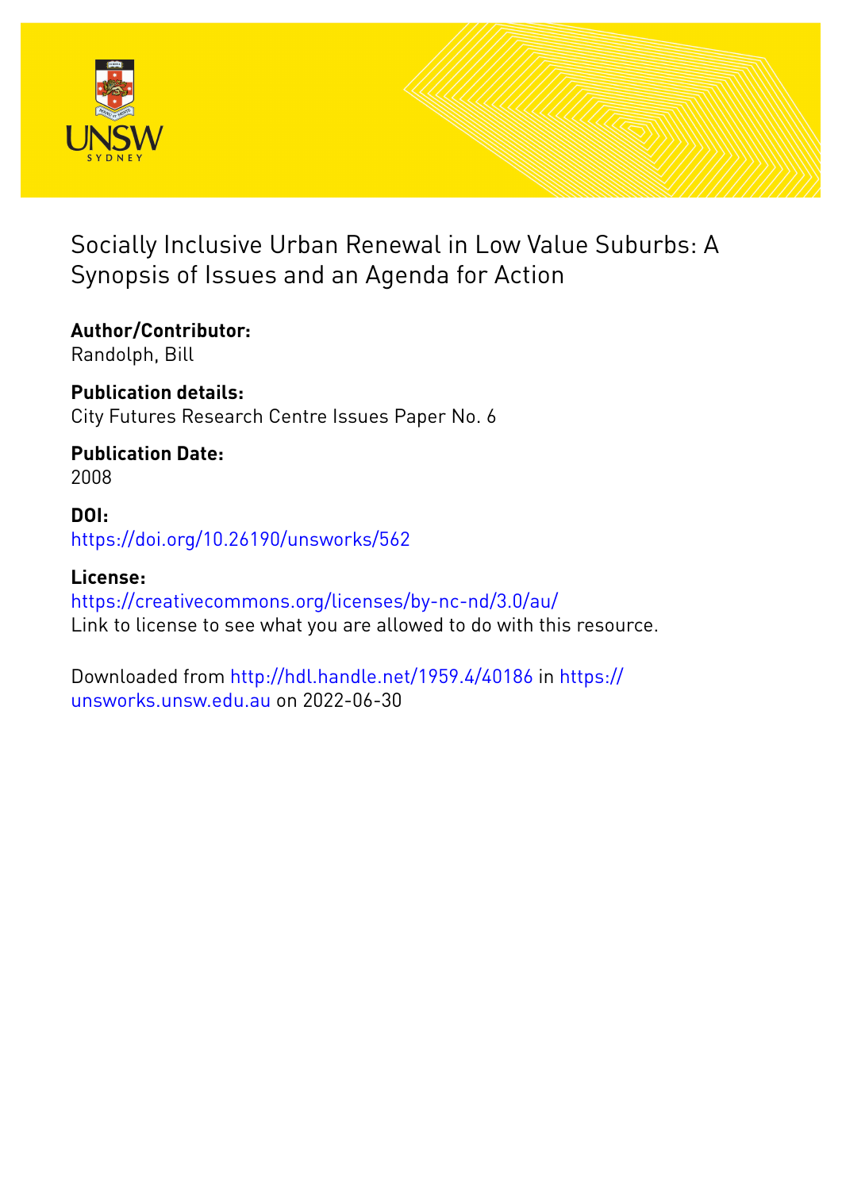# Socially Inclusive Urban Renewal in Low Value Suburbs: A Synopsis of Issues and an Agenda for Action

**Author/Contributor:**
Randolph, Bill

**Publication details:**
City Futures Research Centre Issues Paper No. 6

**Publication Date:**
2008

**DOI:**
https://doi.org/10.26190/unsworks/562

**License:**
https://creativecommons.org/licenses/by-nc-nd/3.0/au/
Link to license to see what you are allowed to do with this resource.

Downloaded from http://hdl.handle.net/1959.4/40186 in https://unsworks.unsw.edu.au on 2022-06-30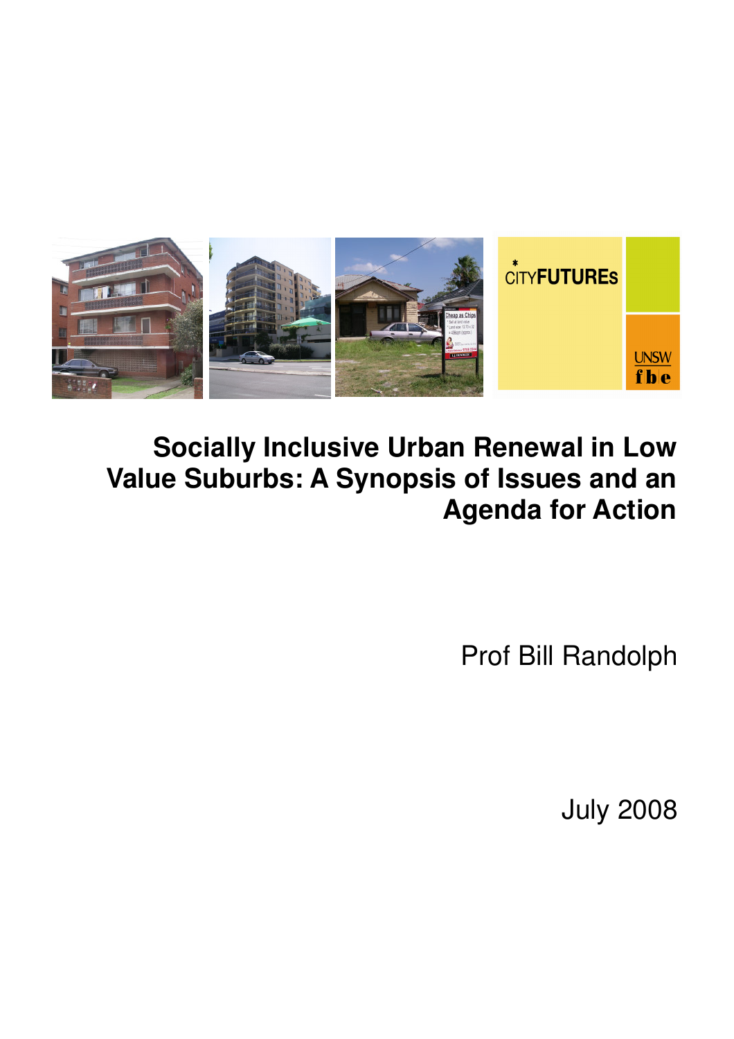# Socially Inclusive Urban Renewal in Low Value Suburbs: A Synopsis of Issues and an Agenda for Action

Prof Bill Randolph

July 2008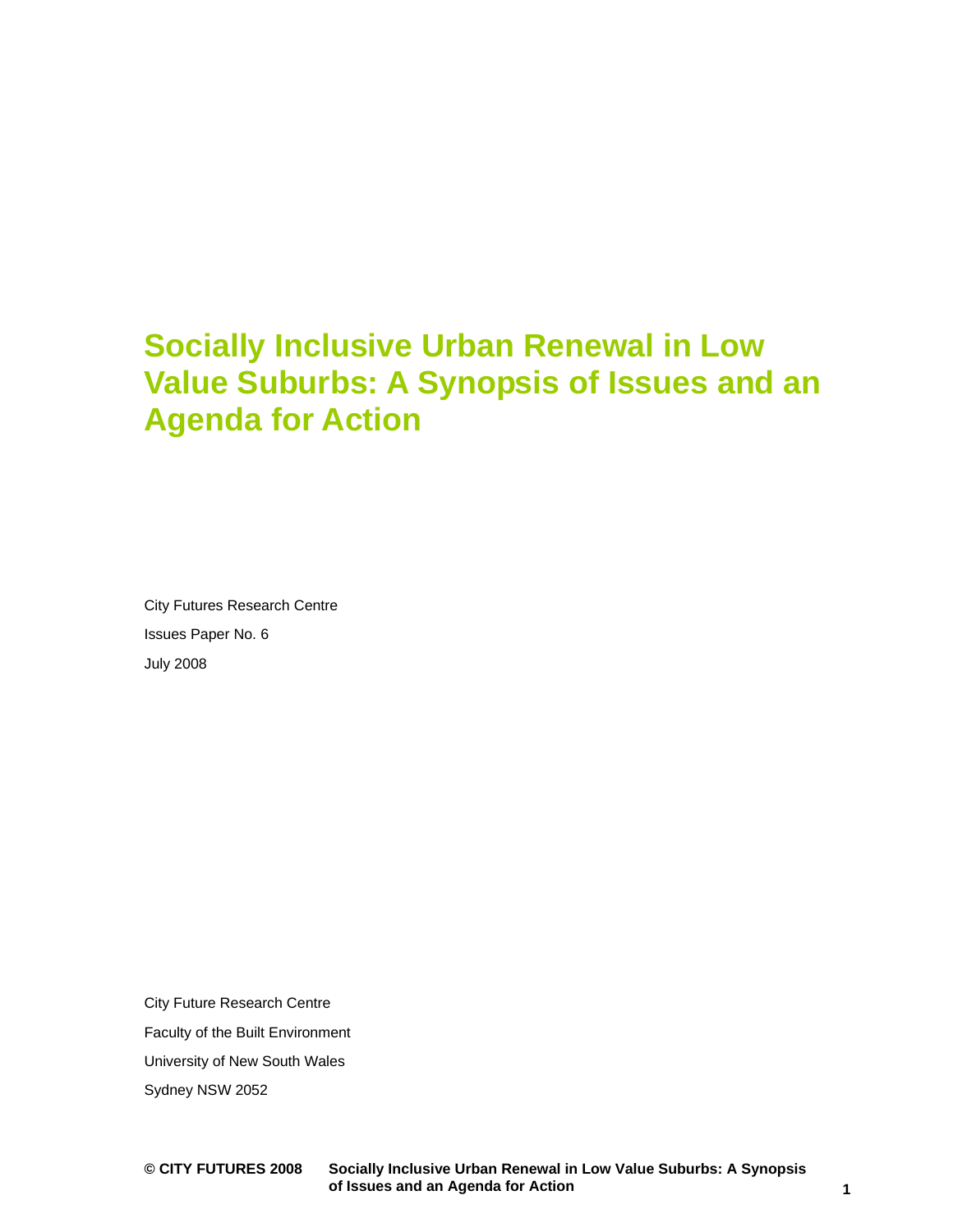# Socially Inclusive Urban Renewal in Low Value Suburbs: A Synopsis of Issues and an Agenda for Action

City Futures Research Centre

Issues Paper No. 6

July 2008

City Future Research Centre

Faculty of the Built Environment

University of New South Wales

Sydney NSW 2052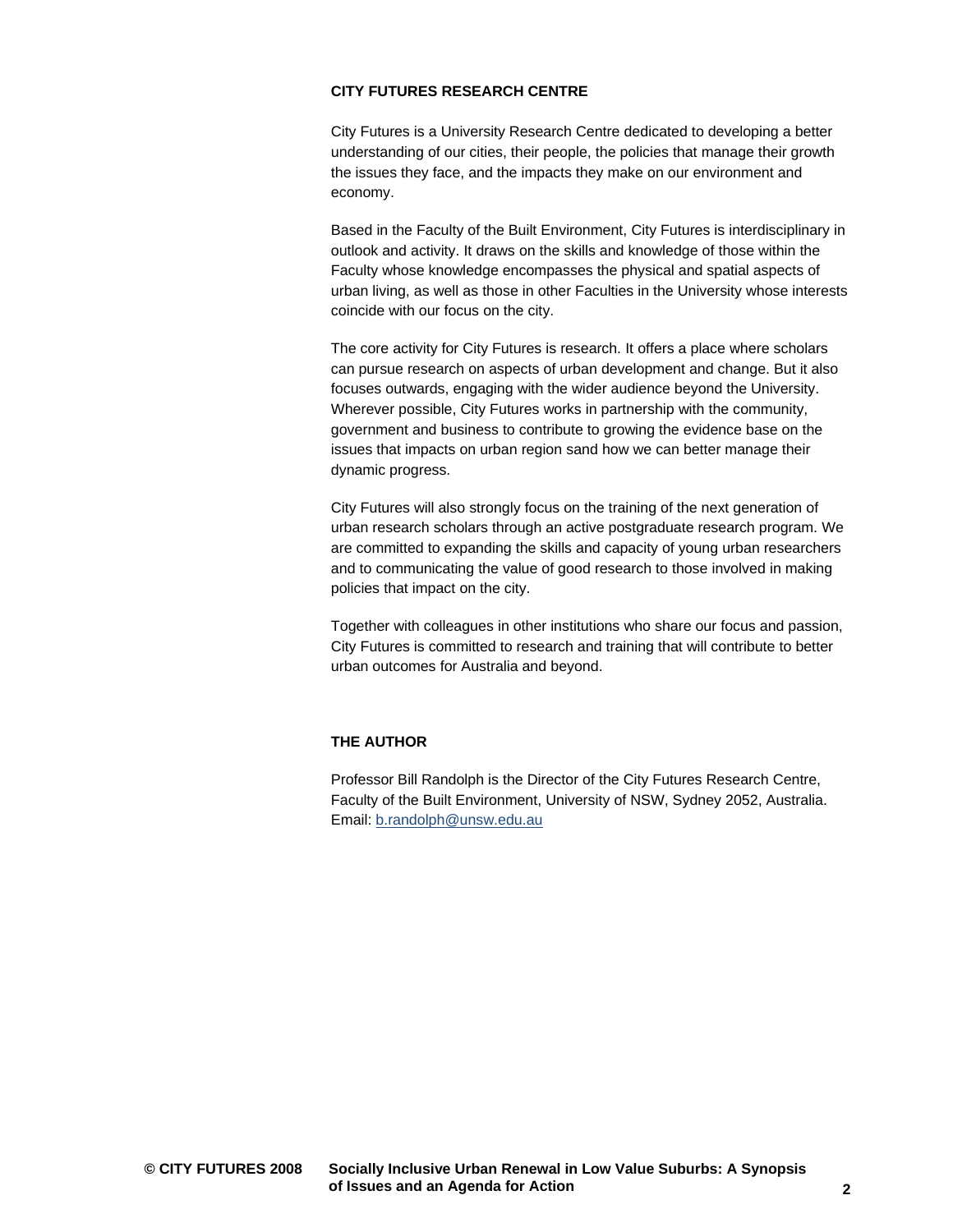## CITY FUTURES RESEARCH CENTRE

City Futures is a University Research Centre dedicated to developing a better understanding of our cities, their people, the policies that manage their growth the issues they face, and the impacts they make on our environment and economy.

Based in the Faculty of the Built Environment, City Futures is interdisciplinary in outlook and activity. It draws on the skills and knowledge of those within the Faculty whose knowledge encompasses the physical and spatial aspects of urban living, as well as those in other Faculties in the University whose interests coincide with our focus on the city.

The core activity for City Futures is research. It offers a place where scholars can pursue research on aspects of urban development and change. But it also focuses outwards, engaging with the wider audience beyond the University. Wherever possible, City Futures works in partnership with the community, government and business to contribute to growing the evidence base on the issues that impacts on urban region sand how we can better manage their dynamic progress.

City Futures will also strongly focus on the training of the next generation of urban research scholars through an active postgraduate research program. We are committed to expanding the skills and capacity of young urban researchers and to communicating the value of good research to those involved in making policies that impact on the city.

Together with colleagues in other institutions who share our focus and passion, City Futures is committed to research and training that will contribute to better urban outcomes for Australia and beyond.

## THE AUTHOR

Professor Bill Randolph is the Director of the City Futures Research Centre, Faculty of the Built Environment, University of NSW, Sydney 2052, Australia. Email: b.randolph@unsw.edu.au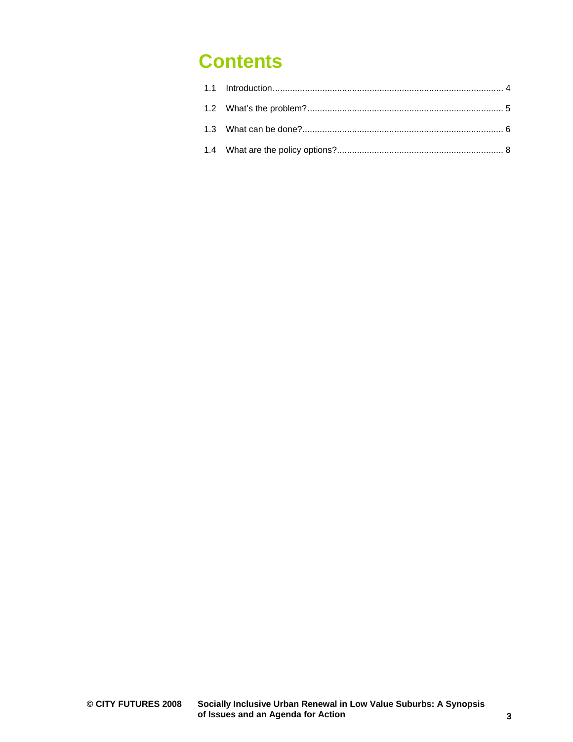# Contents

1.1 Introduction........................................................................................... 4

1.2 What's the problem?.............................................................................. 5

1.3 What can be done?................................................................................ 6

1.4 What are the policy options?.................................................................. 8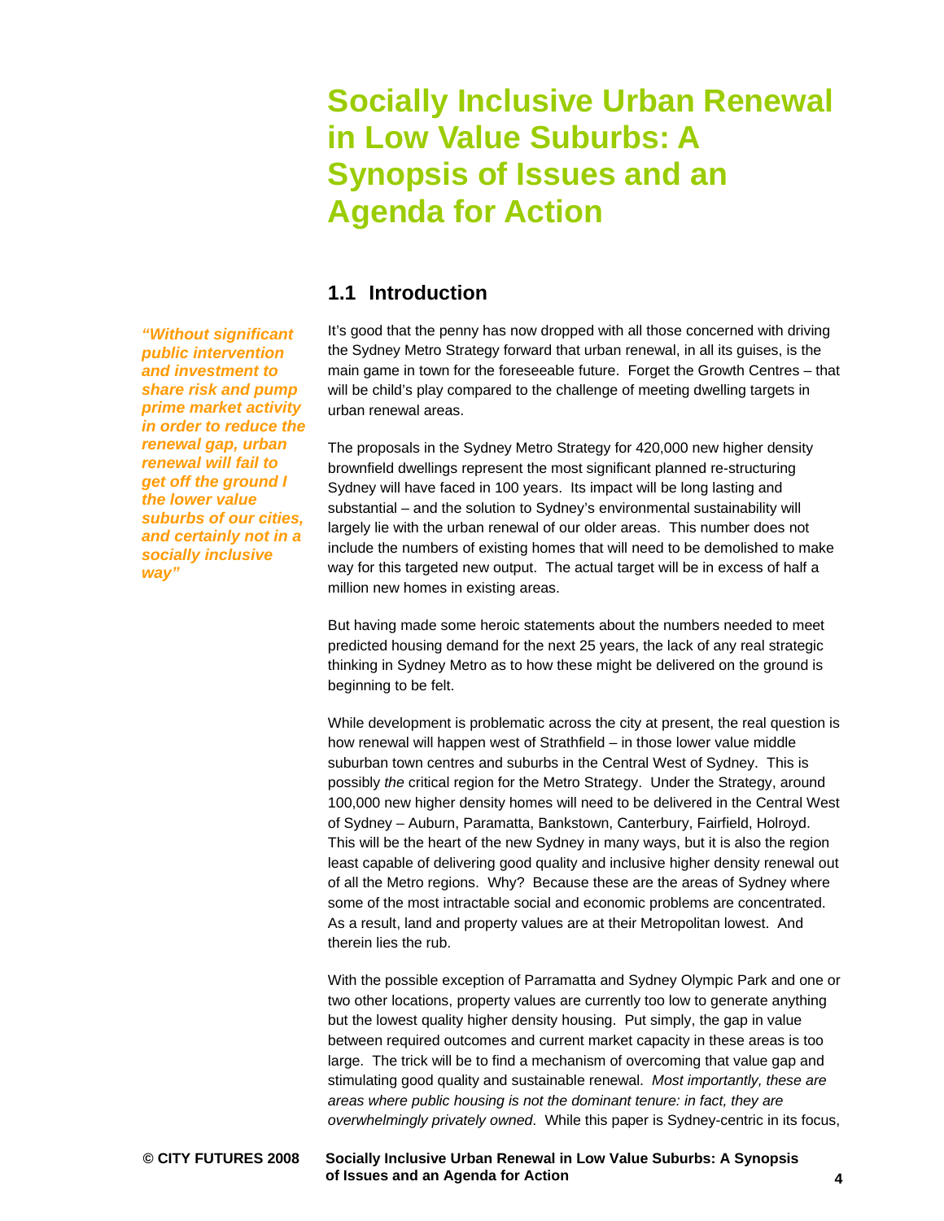# Socially Inclusive Urban Renewal in Low Value Suburbs: A Synopsis of Issues and an Agenda for Action

## 1.1 Introduction

***"Without significant public intervention and investment to share risk and pump prime market activity in order to reduce the renewal gap, urban renewal will fail to get off the ground I the lower value suburbs of our cities, and certainly not in a socially inclusive way"***

It's good that the penny has now dropped with all those concerned with driving the Sydney Metro Strategy forward that urban renewal, in all its guises, is the main game in town for the foreseeable future. Forget the Growth Centres – that will be child's play compared to the challenge of meeting dwelling targets in urban renewal areas.

The proposals in the Sydney Metro Strategy for 420,000 new higher density brownfield dwellings represent the most significant planned re-structuring Sydney will have faced in 100 years. Its impact will be long lasting and substantial – and the solution to Sydney's environmental sustainability will largely lie with the urban renewal of our older areas. This number does not include the numbers of existing homes that will need to be demolished to make way for this targeted new output. The actual target will be in excess of half a million new homes in existing areas.

But having made some heroic statements about the numbers needed to meet predicted housing demand for the next 25 years, the lack of any real strategic thinking in Sydney Metro as to how these might be delivered on the ground is beginning to be felt.

While development is problematic across the city at present, the real question is how renewal will happen west of Strathfield – in those lower value middle suburban town centres and suburbs in the Central West of Sydney. This is possibly *the* critical region for the Metro Strategy. Under the Strategy, around 100,000 new higher density homes will need to be delivered in the Central West of Sydney – Auburn, Paramatta, Bankstown, Canterbury, Fairfield, Holroyd. This will be the heart of the new Sydney in many ways, but it is also the region least capable of delivering good quality and inclusive higher density renewal out of all the Metro regions. Why? Because these are the areas of Sydney where some of the most intractable social and economic problems are concentrated. As a result, land and property values are at their Metropolitan lowest. And therein lies the rub.

With the possible exception of Parramatta and Sydney Olympic Park and one or two other locations, property values are currently too low to generate anything but the lowest quality higher density housing. Put simply, the gap in value between required outcomes and current market capacity in these areas is too large. The trick will be to find a mechanism of overcoming that value gap and stimulating good quality and sustainable renewal. *Most importantly, these are areas where public housing is not the dominant tenure: in fact, they are overwhelmingly privately owned*. While this paper is Sydney-centric in its focus,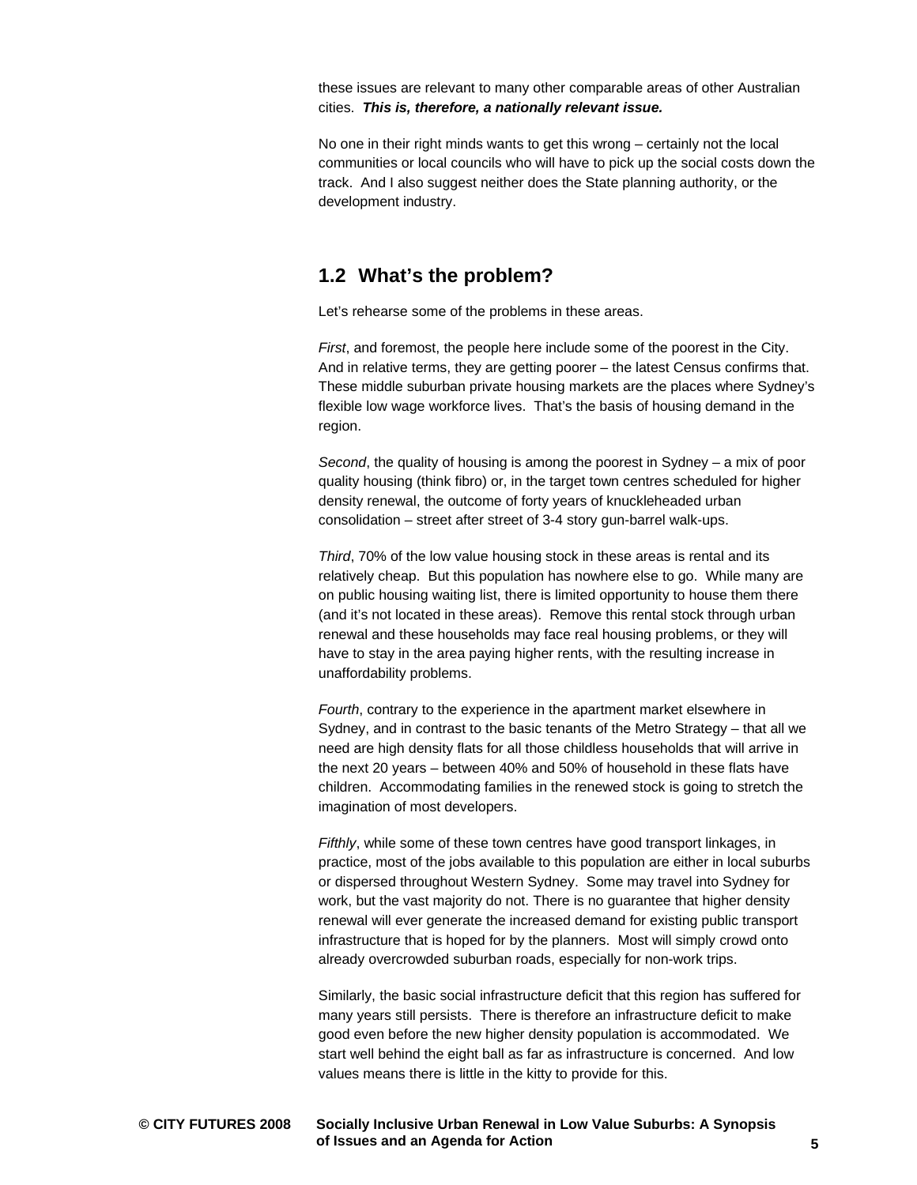these issues are relevant to many other comparable areas of other Australian cities. ***This is, therefore, a nationally relevant issue.***

No one in their right minds wants to get this wrong – certainly not the local communities or local councils who will have to pick up the social costs down the track. And I also suggest neither does the State planning authority, or the development industry.

## 1.2 What's the problem?

Let's rehearse some of the problems in these areas.

*First*, and foremost, the people here include some of the poorest in the City. And in relative terms, they are getting poorer – the latest Census confirms that. These middle suburban private housing markets are the places where Sydney's flexible low wage workforce lives. That's the basis of housing demand in the region.

*Second*, the quality of housing is among the poorest in Sydney – a mix of poor quality housing (think fibro) or, in the target town centres scheduled for higher density renewal, the outcome of forty years of knuckleheaded urban consolidation – street after street of 3-4 story gun-barrel walk-ups.

*Third*, 70% of the low value housing stock in these areas is rental and its relatively cheap. But this population has nowhere else to go. While many are on public housing waiting list, there is limited opportunity to house them there (and it's not located in these areas). Remove this rental stock through urban renewal and these households may face real housing problems, or they will have to stay in the area paying higher rents, with the resulting increase in unaffordability problems.

*Fourth*, contrary to the experience in the apartment market elsewhere in Sydney, and in contrast to the basic tenants of the Metro Strategy – that all we need are high density flats for all those childless households that will arrive in the next 20 years – between 40% and 50% of household in these flats have children. Accommodating families in the renewed stock is going to stretch the imagination of most developers.

*Fifthly*, while some of these town centres have good transport linkages, in practice, most of the jobs available to this population are either in local suburbs or dispersed throughout Western Sydney. Some may travel into Sydney for work, but the vast majority do not. There is no guarantee that higher density renewal will ever generate the increased demand for existing public transport infrastructure that is hoped for by the planners. Most will simply crowd onto already overcrowded suburban roads, especially for non-work trips.

Similarly, the basic social infrastructure deficit that this region has suffered for many years still persists. There is therefore an infrastructure deficit to make good even before the new higher density population is accommodated. We start well behind the eight ball as far as infrastructure is concerned. And low values means there is little in the kitty to provide for this.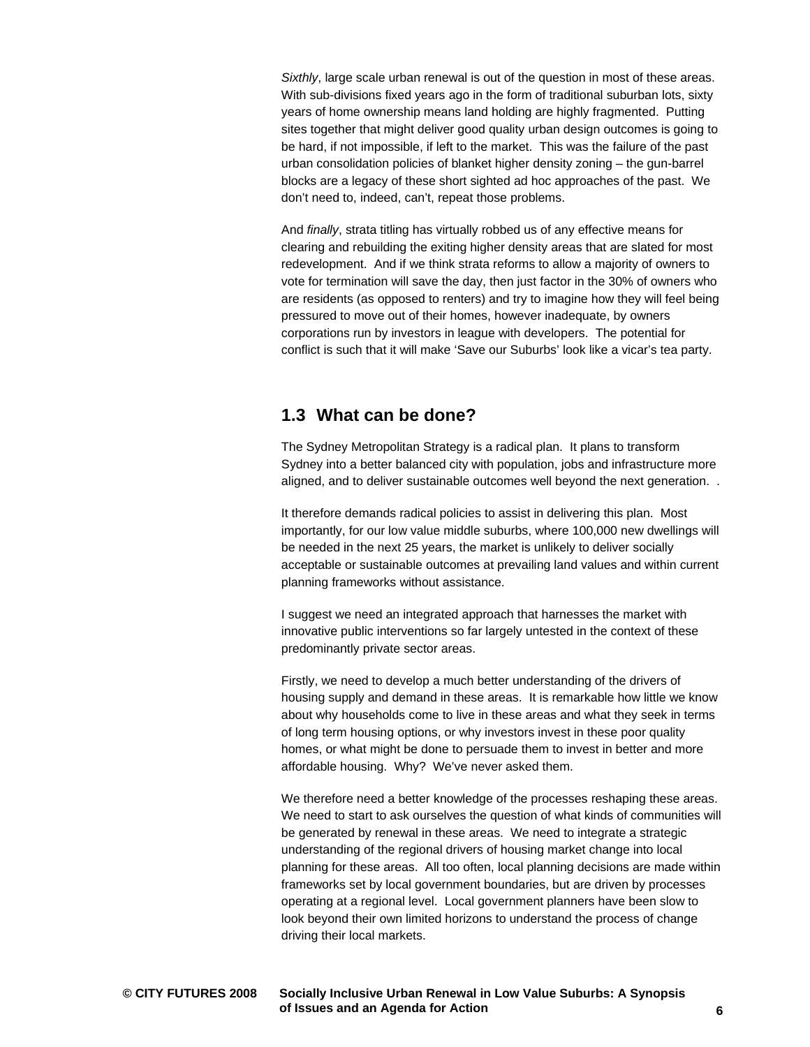*Sixthly*, large scale urban renewal is out of the question in most of these areas. With sub-divisions fixed years ago in the form of traditional suburban lots, sixty years of home ownership means land holding are highly fragmented. Putting sites together that might deliver good quality urban design outcomes is going to be hard, if not impossible, if left to the market. This was the failure of the past urban consolidation policies of blanket higher density zoning – the gun-barrel blocks are a legacy of these short sighted ad hoc approaches of the past. We don't need to, indeed, can't, repeat those problems.

And *finally*, strata titling has virtually robbed us of any effective means for clearing and rebuilding the exiting higher density areas that are slated for most redevelopment. And if we think strata reforms to allow a majority of owners to vote for termination will save the day, then just factor in the 30% of owners who are residents (as opposed to renters) and try to imagine how they will feel being pressured to move out of their homes, however inadequate, by owners corporations run by investors in league with developers. The potential for conflict is such that it will make 'Save our Suburbs' look like a vicar's tea party.

## 1.3 What can be done?

The Sydney Metropolitan Strategy is a radical plan. It plans to transform Sydney into a better balanced city with population, jobs and infrastructure more aligned, and to deliver sustainable outcomes well beyond the next generation. .

It therefore demands radical policies to assist in delivering this plan. Most importantly, for our low value middle suburbs, where 100,000 new dwellings will be needed in the next 25 years, the market is unlikely to deliver socially acceptable or sustainable outcomes at prevailing land values and within current planning frameworks without assistance.

I suggest we need an integrated approach that harnesses the market with innovative public interventions so far largely untested in the context of these predominantly private sector areas.

Firstly, we need to develop a much better understanding of the drivers of housing supply and demand in these areas. It is remarkable how little we know about why households come to live in these areas and what they seek in terms of long term housing options, or why investors invest in these poor quality homes, or what might be done to persuade them to invest in better and more affordable housing. Why? We've never asked them.

We therefore need a better knowledge of the processes reshaping these areas. We need to start to ask ourselves the question of what kinds of communities will be generated by renewal in these areas. We need to integrate a strategic understanding of the regional drivers of housing market change into local planning for these areas. All too often, local planning decisions are made within frameworks set by local government boundaries, but are driven by processes operating at a regional level. Local government planners have been slow to look beyond their own limited horizons to understand the process of change driving their local markets.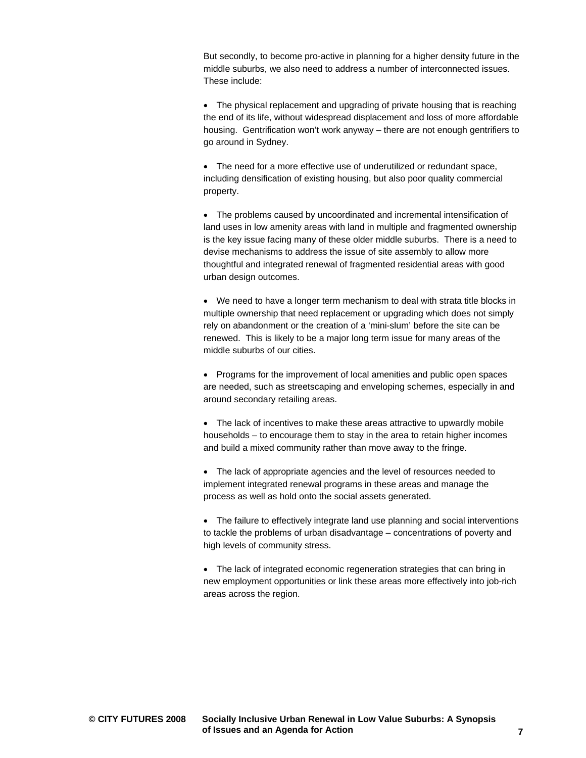But secondly, to become pro-active in planning for a higher density future in the middle suburbs, we also need to address a number of interconnected issues. These include:

- The physical replacement and upgrading of private housing that is reaching the end of its life, without widespread displacement and loss of more affordable housing. Gentrification won't work anyway – there are not enough gentrifiers to go around in Sydney.

- The need for a more effective use of underutilized or redundant space, including densification of existing housing, but also poor quality commercial property.

- The problems caused by uncoordinated and incremental intensification of land uses in low amenity areas with land in multiple and fragmented ownership is the key issue facing many of these older middle suburbs. There is a need to devise mechanisms to address the issue of site assembly to allow more thoughtful and integrated renewal of fragmented residential areas with good urban design outcomes.

- We need to have a longer term mechanism to deal with strata title blocks in multiple ownership that need replacement or upgrading which does not simply rely on abandonment or the creation of a 'mini-slum' before the site can be renewed. This is likely to be a major long term issue for many areas of the middle suburbs of our cities.

- Programs for the improvement of local amenities and public open spaces are needed, such as streetscaping and enveloping schemes, especially in and around secondary retailing areas.

- The lack of incentives to make these areas attractive to upwardly mobile households – to encourage them to stay in the area to retain higher incomes and build a mixed community rather than move away to the fringe.

- The lack of appropriate agencies and the level of resources needed to implement integrated renewal programs in these areas and manage the process as well as hold onto the social assets generated.

- The failure to effectively integrate land use planning and social interventions to tackle the problems of urban disadvantage – concentrations of poverty and high levels of community stress.

- The lack of integrated economic regeneration strategies that can bring in new employment opportunities or link these areas more effectively into job-rich areas across the region.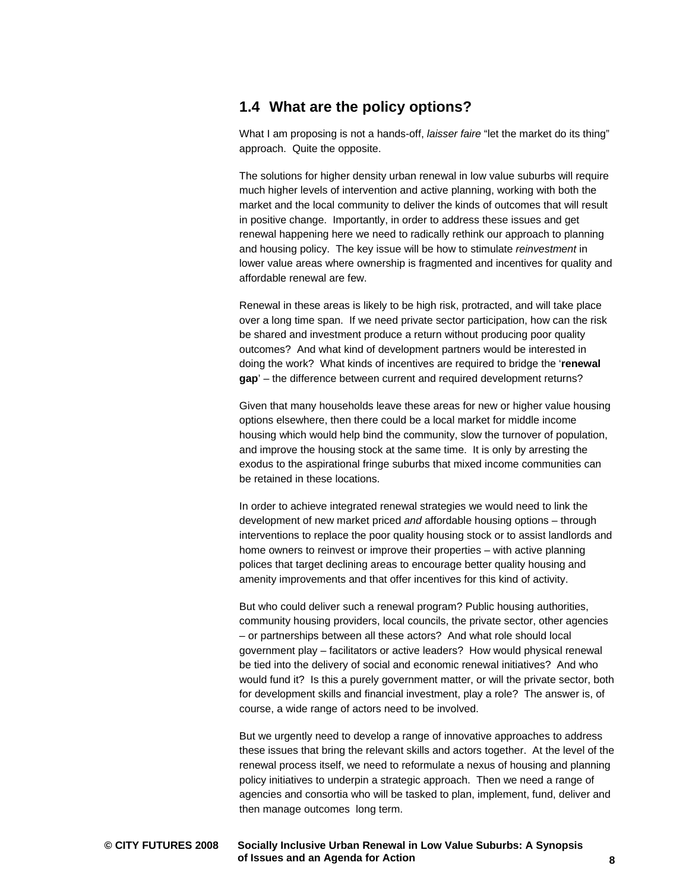## 1.4 What are the policy options?

What I am proposing is not a hands-off, *laisser faire* "let the market do its thing" approach. Quite the opposite.

The solutions for higher density urban renewal in low value suburbs will require much higher levels of intervention and active planning, working with both the market and the local community to deliver the kinds of outcomes that will result in positive change. Importantly, in order to address these issues and get renewal happening here we need to radically rethink our approach to planning and housing policy. The key issue will be how to stimulate *reinvestment* in lower value areas where ownership is fragmented and incentives for quality and affordable renewal are few.

Renewal in these areas is likely to be high risk, protracted, and will take place over a long time span. If we need private sector participation, how can the risk be shared and investment produce a return without producing poor quality outcomes? And what kind of development partners would be interested in doing the work? What kinds of incentives are required to bridge the '**renewal gap**' – the difference between current and required development returns?

Given that many households leave these areas for new or higher value housing options elsewhere, then there could be a local market for middle income housing which would help bind the community, slow the turnover of population, and improve the housing stock at the same time. It is only by arresting the exodus to the aspirational fringe suburbs that mixed income communities can be retained in these locations.

In order to achieve integrated renewal strategies we would need to link the development of new market priced *and* affordable housing options – through interventions to replace the poor quality housing stock or to assist landlords and home owners to reinvest or improve their properties – with active planning polices that target declining areas to encourage better quality housing and amenity improvements and that offer incentives for this kind of activity.

But who could deliver such a renewal program? Public housing authorities, community housing providers, local councils, the private sector, other agencies – or partnerships between all these actors? And what role should local government play – facilitators or active leaders? How would physical renewal be tied into the delivery of social and economic renewal initiatives? And who would fund it? Is this a purely government matter, or will the private sector, both for development skills and financial investment, play a role? The answer is, of course, a wide range of actors need to be involved.

But we urgently need to develop a range of innovative approaches to address these issues that bring the relevant skills and actors together. At the level of the renewal process itself, we need to reformulate a nexus of housing and planning policy initiatives to underpin a strategic approach. Then we need a range of agencies and consortia who will be tasked to plan, implement, fund, deliver and then manage outcomes long term.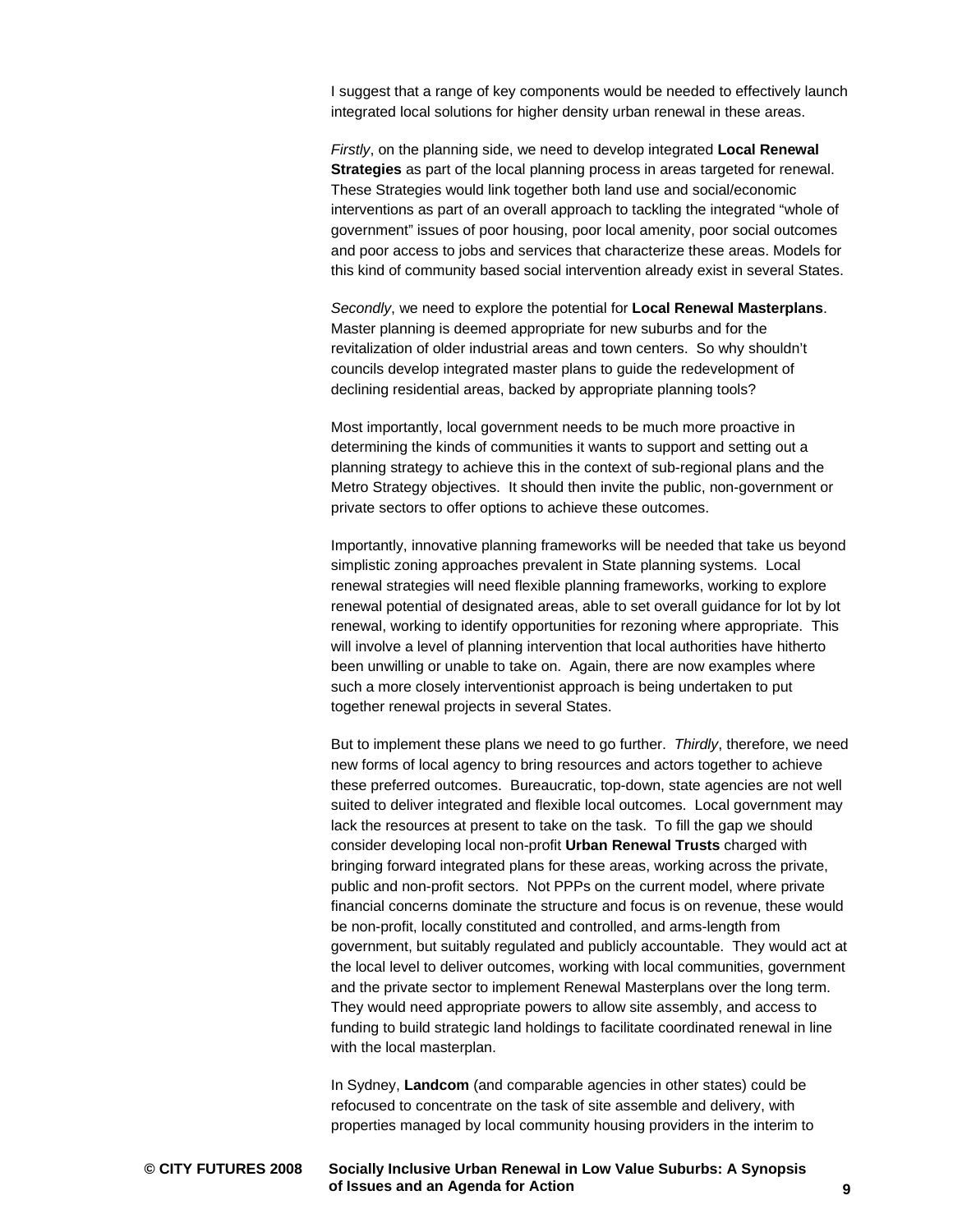I suggest that a range of key components would be needed to effectively launch integrated local solutions for higher density urban renewal in these areas.

*Firstly*, on the planning side, we need to develop integrated **Local Renewal Strategies** as part of the local planning process in areas targeted for renewal. These Strategies would link together both land use and social/economic interventions as part of an overall approach to tackling the integrated "whole of government" issues of poor housing, poor local amenity, poor social outcomes and poor access to jobs and services that characterize these areas. Models for this kind of community based social intervention already exist in several States.

*Secondly*, we need to explore the potential for **Local Renewal Masterplans**. Master planning is deemed appropriate for new suburbs and for the revitalization of older industrial areas and town centers. So why shouldn't councils develop integrated master plans to guide the redevelopment of declining residential areas, backed by appropriate planning tools?

Most importantly, local government needs to be much more proactive in determining the kinds of communities it wants to support and setting out a planning strategy to achieve this in the context of sub-regional plans and the Metro Strategy objectives. It should then invite the public, non-government or private sectors to offer options to achieve these outcomes.

Importantly, innovative planning frameworks will be needed that take us beyond simplistic zoning approaches prevalent in State planning systems. Local renewal strategies will need flexible planning frameworks, working to explore renewal potential of designated areas, able to set overall guidance for lot by lot renewal, working to identify opportunities for rezoning where appropriate. This will involve a level of planning intervention that local authorities have hitherto been unwilling or unable to take on. Again, there are now examples where such a more closely interventionist approach is being undertaken to put together renewal projects in several States.

But to implement these plans we need to go further. *Thirdly*, therefore, we need new forms of local agency to bring resources and actors together to achieve these preferred outcomes. Bureaucratic, top-down, state agencies are not well suited to deliver integrated and flexible local outcomes. Local government may lack the resources at present to take on the task. To fill the gap we should consider developing local non-profit **Urban Renewal Trusts** charged with bringing forward integrated plans for these areas, working across the private, public and non-profit sectors. Not PPPs on the current model, where private financial concerns dominate the structure and focus is on revenue, these would be non-profit, locally constituted and controlled, and arms-length from government, but suitably regulated and publicly accountable. They would act at the local level to deliver outcomes, working with local communities, government and the private sector to implement Renewal Masterplans over the long term. They would need appropriate powers to allow site assembly, and access to funding to build strategic land holdings to facilitate coordinated renewal in line with the local masterplan.

In Sydney, **Landcom** (and comparable agencies in other states) could be refocused to concentrate on the task of site assemble and delivery, with properties managed by local community housing providers in the interim to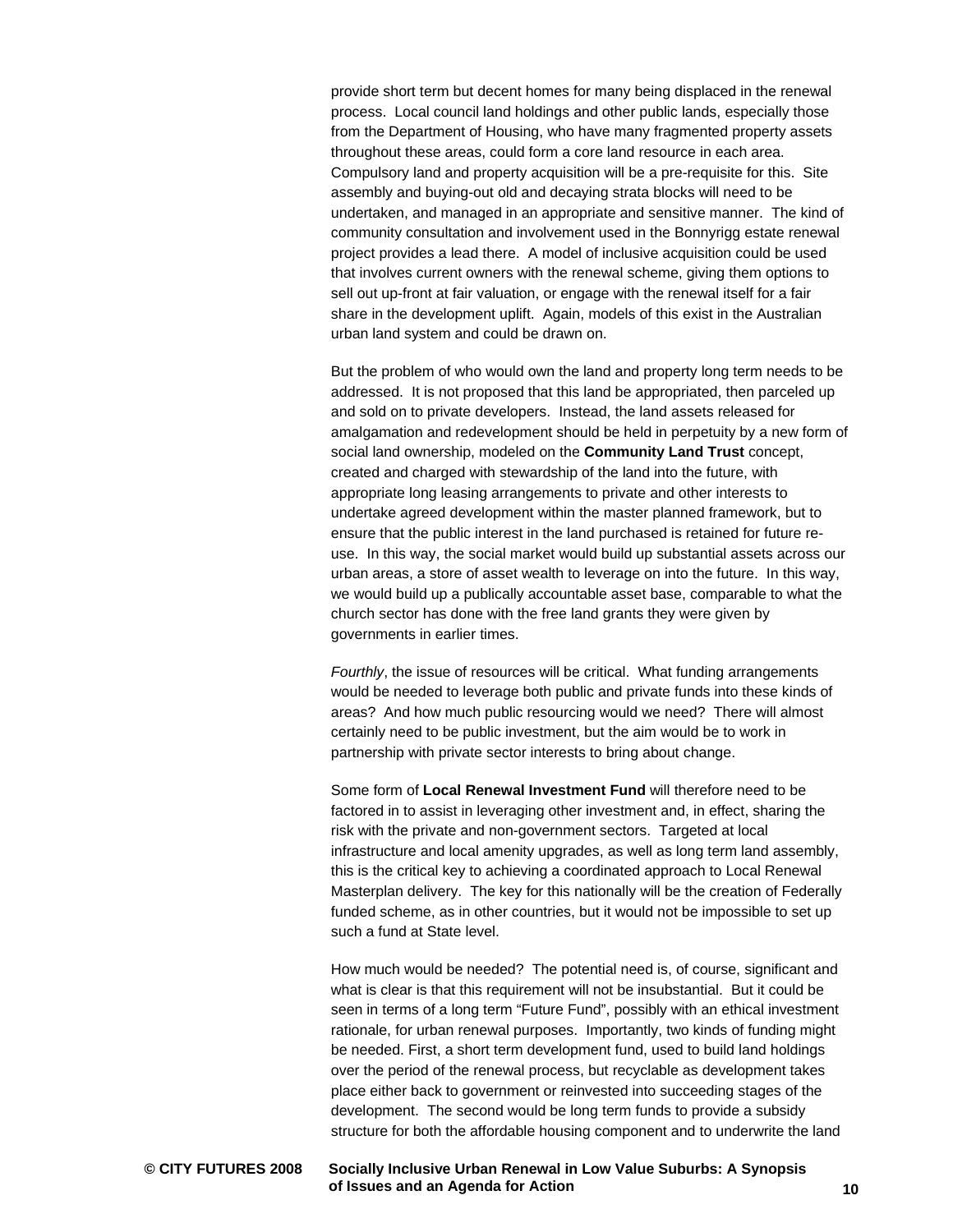provide short term but decent homes for many being displaced in the renewal process. Local council land holdings and other public lands, especially those from the Department of Housing, who have many fragmented property assets throughout these areas, could form a core land resource in each area. Compulsory land and property acquisition will be a pre-requisite for this. Site assembly and buying-out old and decaying strata blocks will need to be undertaken, and managed in an appropriate and sensitive manner. The kind of community consultation and involvement used in the Bonnyrigg estate renewal project provides a lead there. A model of inclusive acquisition could be used that involves current owners with the renewal scheme, giving them options to sell out up-front at fair valuation, or engage with the renewal itself for a fair share in the development uplift. Again, models of this exist in the Australian urban land system and could be drawn on.

But the problem of who would own the land and property long term needs to be addressed. It is not proposed that this land be appropriated, then parceled up and sold on to private developers. Instead, the land assets released for amalgamation and redevelopment should be held in perpetuity by a new form of social land ownership, modeled on the **Community Land Trust** concept, created and charged with stewardship of the land into the future, with appropriate long leasing arrangements to private and other interests to undertake agreed development within the master planned framework, but to ensure that the public interest in the land purchased is retained for future re-use. In this way, the social market would build up substantial assets across our urban areas, a store of asset wealth to leverage on into the future. In this way, we would build up a publically accountable asset base, comparable to what the church sector has done with the free land grants they were given by governments in earlier times.

*Fourthly*, the issue of resources will be critical. What funding arrangements would be needed to leverage both public and private funds into these kinds of areas? And how much public resourcing would we need? There will almost certainly need to be public investment, but the aim would be to work in partnership with private sector interests to bring about change.

Some form of **Local Renewal Investment Fund** will therefore need to be factored in to assist in leveraging other investment and, in effect, sharing the risk with the private and non-government sectors. Targeted at local infrastructure and local amenity upgrades, as well as long term land assembly, this is the critical key to achieving a coordinated approach to Local Renewal Masterplan delivery. The key for this nationally will be the creation of Federally funded scheme, as in other countries, but it would not be impossible to set up such a fund at State level.

How much would be needed? The potential need is, of course, significant and what is clear is that this requirement will not be insubstantial. But it could be seen in terms of a long term "Future Fund", possibly with an ethical investment rationale, for urban renewal purposes. Importantly, two kinds of funding might be needed. First, a short term development fund, used to build land holdings over the period of the renewal process, but recyclable as development takes place either back to government or reinvested into succeeding stages of the development. The second would be long term funds to provide a subsidy structure for both the affordable housing component and to underwrite the land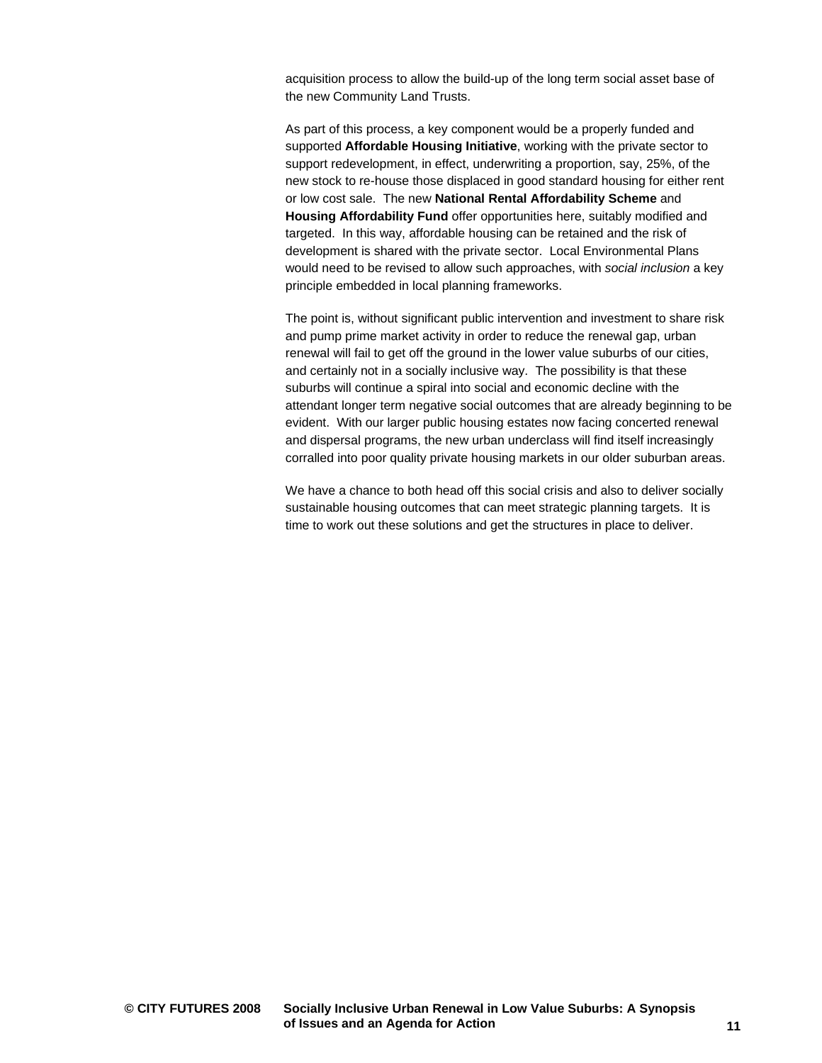acquisition process to allow the build-up of the long term social asset base of the new Community Land Trusts.

As part of this process, a key component would be a properly funded and supported **Affordable Housing Initiative**, working with the private sector to support redevelopment, in effect, underwriting a proportion, say, 25%, of the new stock to re-house those displaced in good standard housing for either rent or low cost sale. The new **National Rental Affordability Scheme** and **Housing Affordability Fund** offer opportunities here, suitably modified and targeted. In this way, affordable housing can be retained and the risk of development is shared with the private sector. Local Environmental Plans would need to be revised to allow such approaches, with *social inclusion* a key principle embedded in local planning frameworks.

The point is, without significant public intervention and investment to share risk and pump prime market activity in order to reduce the renewal gap, urban renewal will fail to get off the ground in the lower value suburbs of our cities, and certainly not in a socially inclusive way. The possibility is that these suburbs will continue a spiral into social and economic decline with the attendant longer term negative social outcomes that are already beginning to be evident. With our larger public housing estates now facing concerted renewal and dispersal programs, the new urban underclass will find itself increasingly corralled into poor quality private housing markets in our older suburban areas.

We have a chance to both head off this social crisis and also to deliver socially sustainable housing outcomes that can meet strategic planning targets. It is time to work out these solutions and get the structures in place to deliver.